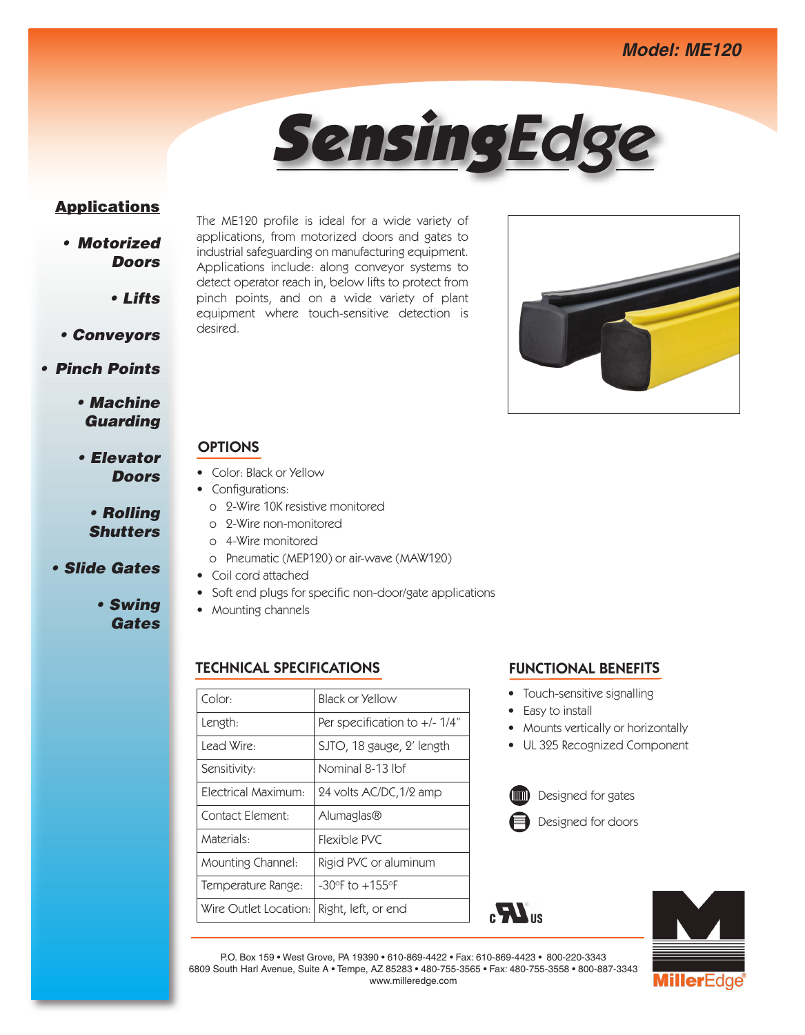**Model: ME120**

# SensingEdge

## Applications

- **Motorized Doors**
- **Lifts**
- **Conveyors**
- **Pinch Points**
- **Machine Guarding**
- **Elevator Doors**
- **Rolling Shutters**
- **Slide Gates**
- **Swing Gates**

The ME120 profile is ideal for a wide variety of applications, from motorized doors and gates to industrial safeguarding on manufacturing equipment. Applications include: along conveyor systems to detect operator reach in, below lifts to protect from pinch points, and on a wide variety of plant equipment where touch-sensitive detection is desired.

## OPTIONS

- Color: Black or Yellow
- Configurations:
  - 2-Wire 10K resistive monitored
  - 2-Wire non-monitored
  - 4-Wire monitored
  - Pneumatic (MEP120) or air-wave (MAW120)
- Coil cord attached
- Soft end plugs for specific non-door/gate applications
- Mounting channels

## TECHNICAL SPECIFICATIONS

| Color: | Black or Yellow |
|---|---|
| Length: | Per specification to +/- 1/4” |
| Lead Wire: | SJTO, 18 gauge, 2' length |
| Sensitivity: | Nominal 8-13 lbf |
| Electrical Maximum: | 24 volts AC/DC,1/2 amp |
| Contact Element: | Alumaglas® |
| Materials: | Flexible PVC |
| Mounting Channel: | Rigid PVC or aluminum |
| Temperature Range: | -30°F to +155°F |
| Wire Outlet Location: | Right, left, or end |

## FUNCTIONAL BENEFITS

- Touch-sensitive signalling
- Easy to install
- Mounts vertically or horizontally
- UL 325 Recognized Component

Designed for gates

Designed for doors

P.O. Box 159 • West Grove, PA 19390 • 610-869-4422 • Fax: 610-869-4423 • 800-220-3343
6809 South Harl Avenue, Suite A • Tempe, AZ 85283 • 480-755-3565 • Fax: 480-755-3558 • 800-887-3343
www.milleredge.com

MillerEdge®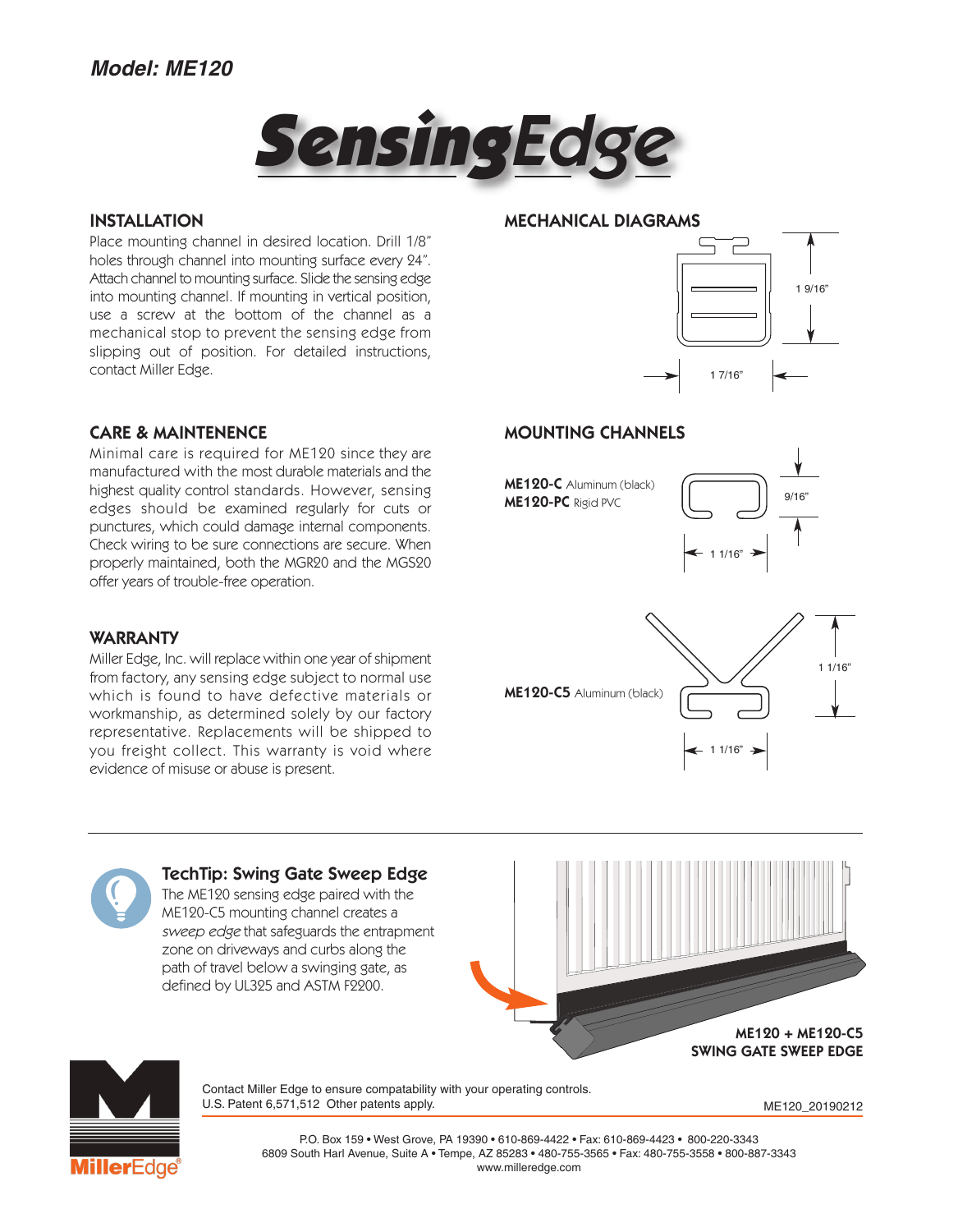**Model: ME120**

# SensingEdge

## INSTALLATION

Place mounting channel in desired location. Drill 1/8" holes through channel into mounting surface every 24". Attach channel to mounting surface. Slide the sensing edge into mounting channel. If mounting in vertical position, use a screw at the bottom of the channel as a mechanical stop to prevent the sensing edge from slipping out of position. For detailed instructions, contact Miller Edge.

## CARE & MAINTENENCE

Minimal care is required for ME120 since they are manufactured with the most durable materials and the highest quality control standards. However, sensing edges should be examined regularly for cuts or punctures, which could damage internal components. Check wiring to be sure connections are secure. When properly maintained, both the MGR20 and the MGS20 offer years of trouble-free operation.

## WARRANTY

Miller Edge, Inc. will replace within one year of shipment from factory, any sensing edge subject to normal use which is found to have defective materials or workmanship, as determined solely by our factory representative. Replacements will be shipped to you freight collect. This warranty is void where evidence of misuse or abuse is present.

## MECHANICAL DIAGRAMS

1 9/16"

1 7/16"

## MOUNTING CHANNELS

**ME120-C** Aluminum (black)
**ME120-PC** Rigid PVC

9/16"

1 1/16"

**ME120-C5** Aluminum (black)

1 1/16"

1 1/16"

## TechTip: Swing Gate Sweep Edge

The ME120 sensing edge paired with the ME120-C5 mounting channel creates a *sweep edge* that safeguards the entrapment zone on driveways and curbs along the path of travel below a swinging gate, as defined by UL325 and ASTM F2200.

**ME120 + ME120-C5**
**SWING GATE SWEEP EDGE**

Contact Miller Edge to ensure compatability with your operating controls.
U.S. Patent 6,571,512 Other patents apply.

ME120_20190212

MillerEdge

P.O. Box 159 • West Grove, PA 19390 • 610-869-4422 • Fax: 610-869-4423 • 800-220-3343
6809 South Harl Avenue, Suite A • Tempe, AZ 85283 • 480-755-3565 • Fax: 480-755-3558 • 800-887-3343
www.milleredge.com